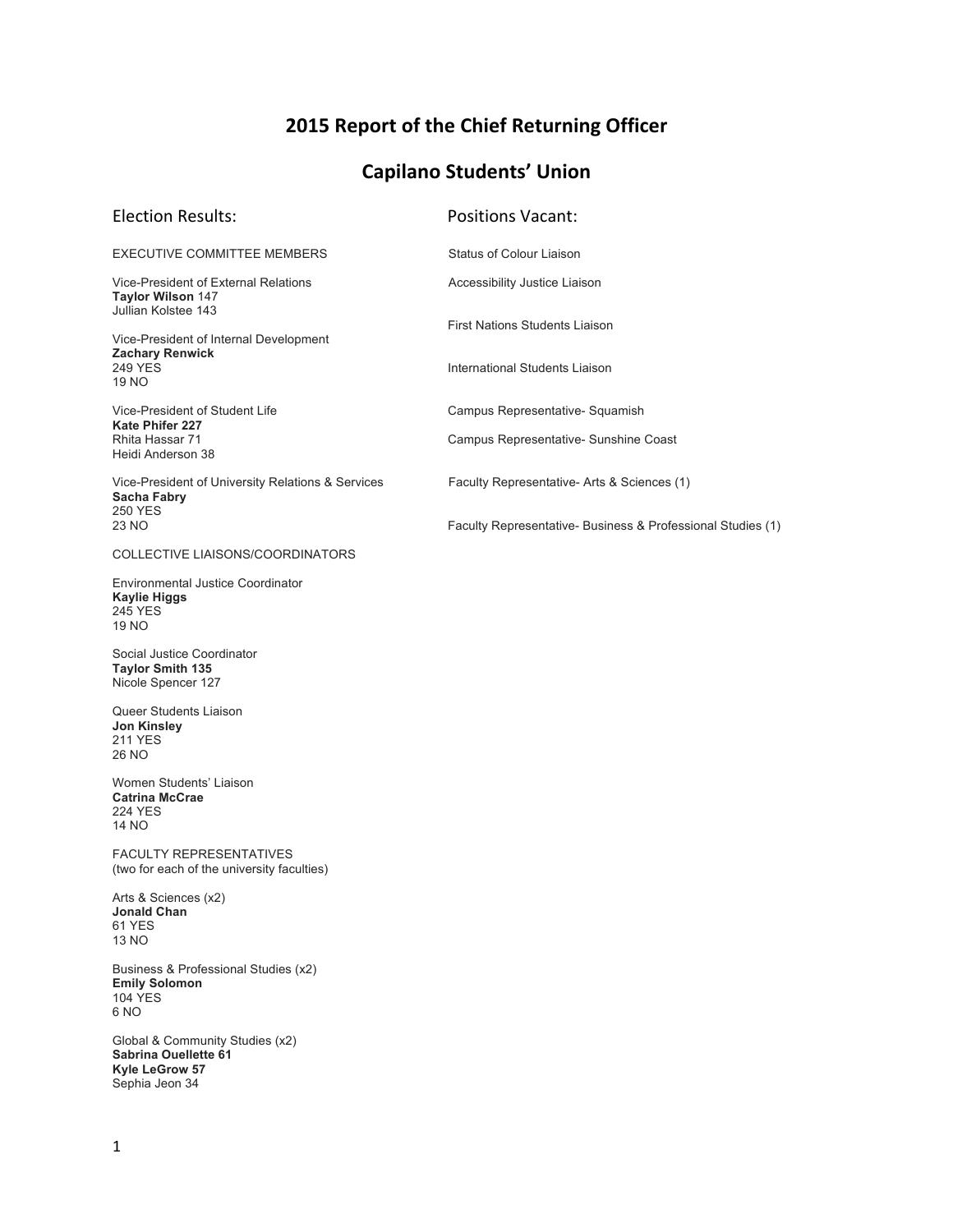# 2015 Report of the Chief Returning Officer

# Capilano Students' Union

## Election Results:

EXECUTIVE COMMITTEE MEMBERS

Vice-President of External Relations
**Taylor Wilson** 147
Jullian Kolstee 143

Vice-President of Internal Development
**Zachary Renwick**
249 YES
19 NO

Vice-President of Student Life
**Kate Phifer 227**
Rhita Hassar 71
Heidi Anderson 38

Vice-President of University Relations & Services
**Sacha Fabry**
250 YES
23 NO

COLLECTIVE LIAISONS/COORDINATORS

Environmental Justice Coordinator
**Kaylie Higgs**
245 YES
19 NO

Social Justice Coordinator
**Taylor Smith 135**
Nicole Spencer 127

Queer Students Liaison
**Jon Kinsley**
211 YES
26 NO

Women Students' Liaison
**Catrina McCrae**
224 YES
14 NO

FACULTY REPRESENTATIVES
(two for each of the university faculties)

Arts & Sciences (x2)
**Jonald Chan**
61 YES
13 NO

Business & Professional Studies (x2)
**Emily Solomon**
104 YES
6 NO

Global & Community Studies (x2)
**Sabrina Ouellette 61**
**Kyle LeGrow 57**
Sephia Jeon 34

## Positions Vacant:

Status of Colour Liaison

Accessibility Justice Liaison

First Nations Students Liaison

International Students Liaison

Campus Representative- Squamish

Campus Representative- Sunshine Coast

Faculty Representative- Arts & Sciences (1)

Faculty Representative- Business & Professional Studies (1)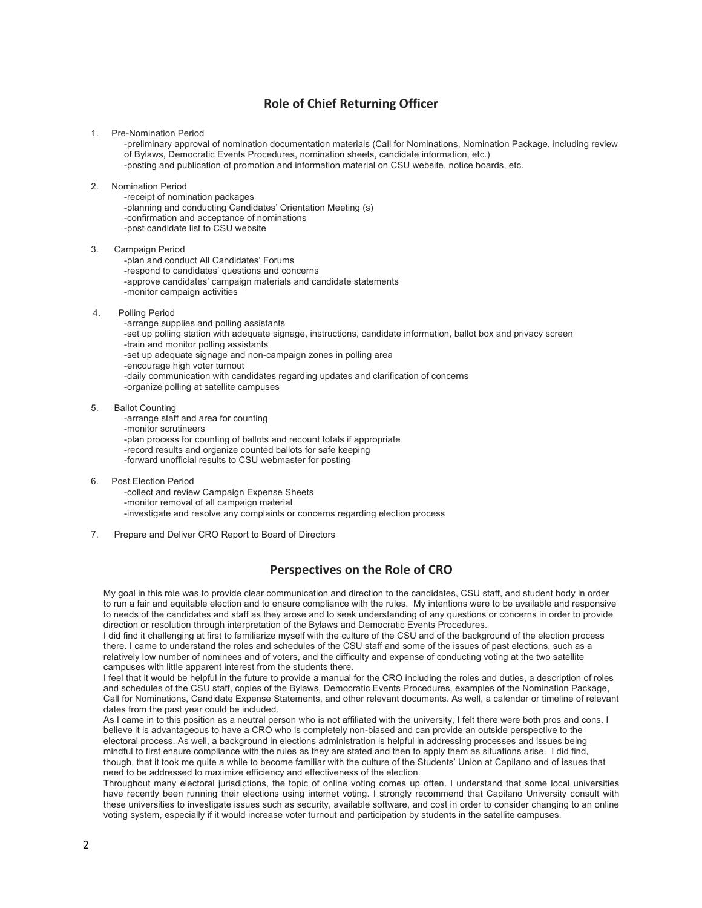## Role of Chief Returning Officer

1. Pre-Nomination Period
   - preliminary approval of nomination documentation materials (Call for Nominations, Nomination Package, including review of Bylaws, Democratic Events Procedures, nomination sheets, candidate information, etc.)
   - posting and publication of promotion and information material on CSU website, notice boards, etc.

2. Nomination Period
   - receipt of nomination packages
   - planning and conducting Candidates' Orientation Meeting (s)
   - confirmation and acceptance of nominations
   - post candidate list to CSU website

3. Campaign Period
   - plan and conduct All Candidates' Forums
   - respond to candidates' questions and concerns
   - approve candidates' campaign materials and candidate statements
   - monitor campaign activities

4. Polling Period
   - arrange supplies and polling assistants
   - set up polling station with adequate signage, instructions, candidate information, ballot box and privacy screen
   - train and monitor polling assistants
   - set up adequate signage and non-campaign zones in polling area
   - encourage high voter turnout
   - daily communication with candidates regarding updates and clarification of concerns
   - organize polling at satellite campuses

5. Ballot Counting
   - arrange staff and area for counting
   - monitor scrutineers
   - plan process for counting of ballots and recount totals if appropriate
   - record results and organize counted ballots for safe keeping
   - forward unofficial results to CSU webmaster for posting

6. Post Election Period
   - collect and review Campaign Expense Sheets
   - monitor removal of all campaign material
   - investigate and resolve any complaints or concerns regarding election process

7. Prepare and Deliver CRO Report to Board of Directors

## Perspectives on the Role of CRO

My goal in this role was to provide clear communication and direction to the candidates, CSU staff, and student body in order to run a fair and equitable election and to ensure compliance with the rules. My intentions were to be available and responsive to needs of the candidates and staff as they arose and to seek understanding of any questions or concerns in order to provide direction or resolution through interpretation of the Bylaws and Democratic Events Procedures.

I did find it challenging at first to familiarize myself with the culture of the CSU and of the background of the election process there. I came to understand the roles and schedules of the CSU staff and some of the issues of past elections, such as a relatively low number of nominees and of voters, and the difficulty and expense of conducting voting at the two satellite campuses with little apparent interest from the students there.

I feel that it would be helpful in the future to provide a manual for the CRO including the roles and duties, a description of roles and schedules of the CSU staff, copies of the Bylaws, Democratic Events Procedures, examples of the Nomination Package, Call for Nominations, Candidate Expense Statements, and other relevant documents. As well, a calendar or timeline of relevant dates from the past year could be included.

As I came in to this position as a neutral person who is not affiliated with the university, I felt there were both pros and cons. I believe it is advantageous to have a CRO who is completely non-biased and can provide an outside perspective to the electoral process. As well, a background in elections administration is helpful in addressing processes and issues being mindful to first ensure compliance with the rules as they are stated and then to apply them as situations arise. I did find, though, that it took me quite a while to become familiar with the culture of the Students' Union at Capilano and of issues that need to be addressed to maximize efficiency and effectiveness of the election.

Throughout many electoral jurisdictions, the topic of online voting comes up often. I understand that some local universities have recently been running their elections using internet voting. I strongly recommend that Capilano University consult with these universities to investigate issues such as security, available software, and cost in order to consider changing to an online voting system, especially if it would increase voter turnout and participation by students in the satellite campuses.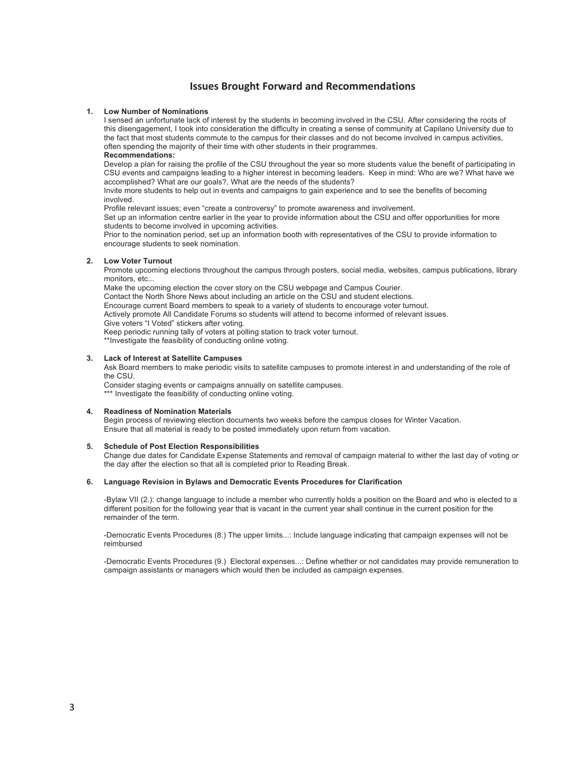## Issues Brought Forward and Recommendations

1. **Low Number of Nominations**

   I sensed an unfortunate lack of interest by the students in becoming involved in the CSU. After considering the roots of this disengagement, I took into consideration the difficulty in creating a sense of community at Capilano University due to the fact that most students commute to the campus for their classes and do not become involved in campus activities, often spending the majority of their time with other students in their programmes.

   **Recommendations:**

   Develop a plan for raising the profile of the CSU throughout the year so more students value the benefit of participating in CSU events and campaigns leading to a higher interest in becoming leaders. Keep in mind: Who are we? What have we accomplished? What are our goals?, What are the needs of the students?

   Invite more students to help out in events and campaigns to gain experience and to see the benefits of becoming involved.

   Profile relevant issues; even "create a controversy" to promote awareness and involvement.

   Set up an information centre earlier in the year to provide information about the CSU and offer opportunities for more students to become involved in upcoming activities.

   Prior to the nomination period, set up an information booth with representatives of the CSU to provide information to encourage students to seek nomination.

2. **Low Voter Turnout**

   Promote upcoming elections throughout the campus through posters, social media, websites, campus publications, library monitors, etc...

   Make the upcoming election the cover story on the CSU webpage and Campus Courier.

   Contact the North Shore News about including an article on the CSU and student elections.

   Encourage current Board members to speak to a variety of students to encourage voter turnout.

   Actively promote All Candidate Forums so students will attend to become informed of relevant issues.

   Give voters "I Voted" stickers after voting.

   Keep periodic running tally of voters at polling station to track voter turnout.

   **Investigate the feasibility of conducting online voting.

3. **Lack of Interest at Satellite Campuses**

   Ask Board members to make periodic visits to satellite campuses to promote interest in and understanding of the role of the CSU.

   Consider staging events or campaigns annually on satellite campuses.

   *** Investigate the feasibility of conducting online voting.

4. **Readiness of Nomination Materials**

   Begin process of reviewing election documents two weeks before the campus closes for Winter Vacation.

   Ensure that all material is ready to be posted immediately upon return from vacation.

5. **Schedule of Post Election Responsibilities**

   Change due dates for Candidate Expense Statements and removal of campaign material to wither the last day of voting or the day after the election so that all is completed prior to Reading Break.

6. **Language Revision in Bylaws and Democratic Events Procedures for Clarification**

   -Bylaw VII (2.): change language to include a member who currently holds a position on the Board and who is elected to a different position for the following year that is vacant in the current year shall continue in the current position for the remainder of the term.

   -Democratic Events Procedures (8.) The upper limits...: Include language indicating that campaign expenses will not be reimbursed

   -Democratic Events Procedures (9.) Electoral expenses...: Define whether or not candidates may provide remuneration to campaign assistants or managers which would then be included as campaign expenses.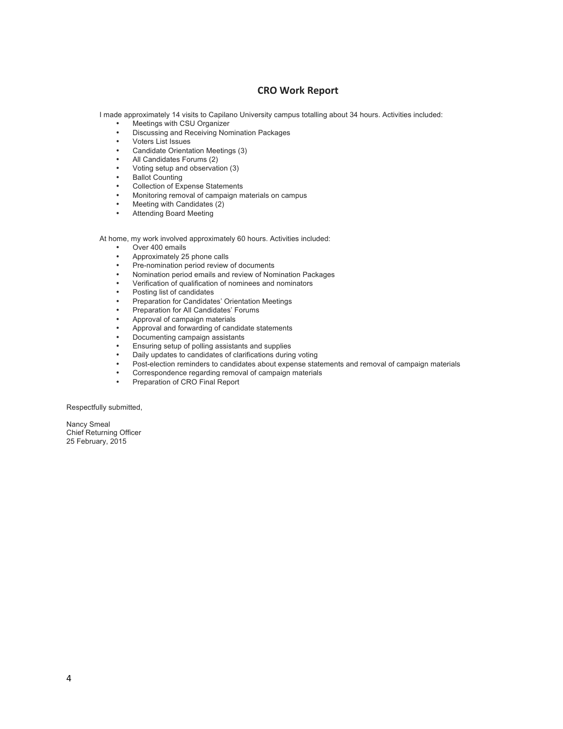## CRO Work Report

I made approximately 14 visits to Capilano University campus totalling about 34 hours. Activities included:

- Meetings with CSU Organizer
- Discussing and Receiving Nomination Packages
- Voters List Issues
- Candidate Orientation Meetings (3)
- All Candidates Forums (2)
- Voting setup and observation (3)
- Ballot Counting
- Collection of Expense Statements
- Monitoring removal of campaign materials on campus
- Meeting with Candidates (2)
- Attending Board Meeting

At home, my work involved approximately 60 hours. Activities included:

- Over 400 emails
- Approximately 25 phone calls
- Pre-nomination period review of documents
- Nomination period emails and review of Nomination Packages
- Verification of qualification of nominees and nominators
- Posting list of candidates
- Preparation for Candidates' Orientation Meetings
- Preparation for All Candidates' Forums
- Approval of campaign materials
- Approval and forwarding of candidate statements
- Documenting campaign assistants
- Ensuring setup of polling assistants and supplies
- Daily updates to candidates of clarifications during voting
- Post-election reminders to candidates about expense statements and removal of campaign materials
- Correspondence regarding removal of campaign materials
- Preparation of CRO Final Report

Respectfully submitted,

Nancy Smeal
Chief Returning Officer
25 February, 2015